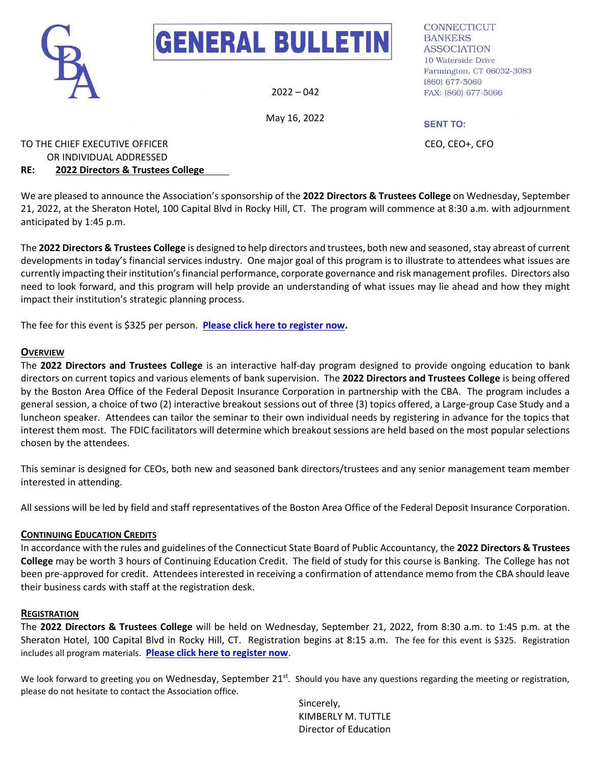# GENERAL BULLETIN

CONNECTICUT
BANKERS
ASSOCIATION
10 Waterside Drive
Farmington, CT 06032-3083
(860) 677-5060
FAX: (860) 677-5066

2022 – 042

May 16, 2022

**SENT TO:**

CEO, CEO+, CFO

TO THE CHIEF EXECUTIVE OFFICER
OR INDIVIDUAL ADDRESSED

**RE: 2022 Directors & Trustees College**

We are pleased to announce the Association's sponsorship of the **2022 Directors & Trustees College** on Wednesday, September 21, 2022, at the Sheraton Hotel, 100 Capital Blvd in Rocky Hill, CT. The program will commence at 8:30 a.m. with adjournment anticipated by 1:45 p.m.

The **2022 Directors & Trustees College** is designed to help directors and trustees, both new and seasoned, stay abreast of current developments in today's financial services industry. One major goal of this program is to illustrate to attendees what issues are currently impacting their institution's financial performance, corporate governance and risk management profiles. Directors also need to look forward, and this program will help provide an understanding of what issues may lie ahead and how they might impact their institution's strategic planning process.

The fee for this event is $325 per person. **Please click here to register now.**

## OVERVIEW

The **2022 Directors and Trustees College** is an interactive half-day program designed to provide ongoing education to bank directors on current topics and various elements of bank supervision. The **2022 Directors and Trustees College** is being offered by the Boston Area Office of the Federal Deposit Insurance Corporation in partnership with the CBA. The program includes a general session, a choice of two (2) interactive breakout sessions out of three (3) topics offered, a Large-group Case Study and a luncheon speaker. Attendees can tailor the seminar to their own individual needs by registering in advance for the topics that interest them most. The FDIC facilitators will determine which breakout sessions are held based on the most popular selections chosen by the attendees.

This seminar is designed for CEOs, both new and seasoned bank directors/trustees and any senior management team member interested in attending.

All sessions will be led by field and staff representatives of the Boston Area Office of the Federal Deposit Insurance Corporation.

## CONTINUING EDUCATION CREDITS

In accordance with the rules and guidelines of the Connecticut State Board of Public Accountancy, the **2022 Directors & Trustees College** may be worth 3 hours of Continuing Education Credit. The field of study for this course is Banking. The College has not been pre-approved for credit. Attendees interested in receiving a confirmation of attendance memo from the CBA should leave their business cards with staff at the registration desk.

## REGISTRATION

The **2022 Directors & Trustees College** will be held on Wednesday, September 21, 2022, from 8:30 a.m. to 1:45 p.m. at the Sheraton Hotel, 100 Capital Blvd in Rocky Hill, CT. Registration begins at 8:15 a.m. The fee for this event is $325. Registration includes all program materials. **Please click here to register now**.

We look forward to greeting you on Wednesday, September 21st. Should you have any questions regarding the meeting or registration, please do not hesitate to contact the Association office.

Sincerely,
KIMBERLY M. TUTTLE
Director of Education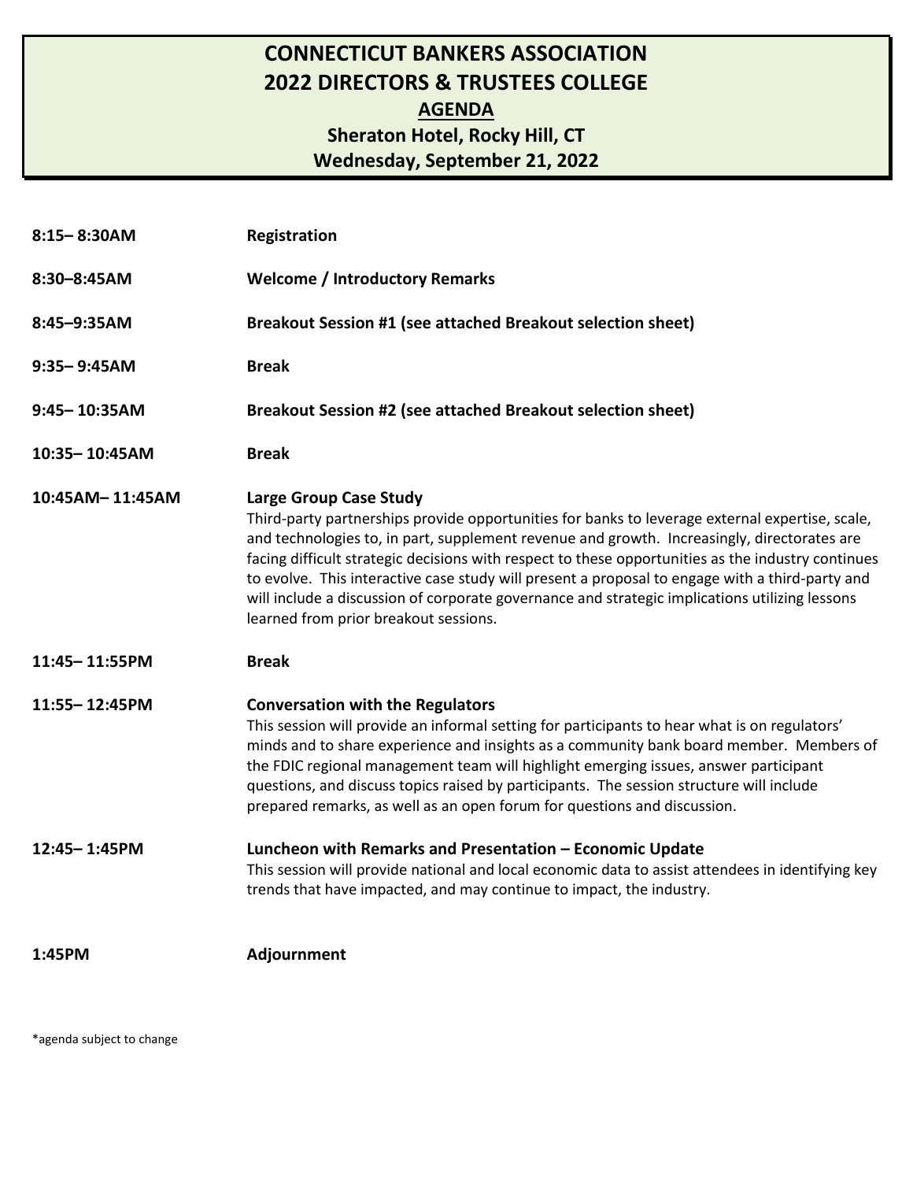# CONNECTICUT BANKERS ASSOCIATION
# 2022 DIRECTORS & TRUSTEES COLLEGE
## AGENDA
### Sheraton Hotel, Rocky Hill, CT
### Wednesday, September 21, 2022

| | |
|---|---|
| 8:15– 8:30AM | **Registration** |
| 8:30–8:45AM | **Welcome / Introductory Remarks** |
| 8:45–9:35AM | **Breakout Session #1 (see attached Breakout selection sheet)** |
| 9:35– 9:45AM | **Break** |
| 9:45– 10:35AM | **Breakout Session #2 (see attached Breakout selection sheet)** |
| 10:35– 10:45AM | **Break** |
| 10:45AM– 11:45AM | **Large Group Case Study**<br>Third-party partnerships provide opportunities for banks to leverage external expertise, scale, and technologies to, in part, supplement revenue and growth. Increasingly, directorates are facing difficult strategic decisions with respect to these opportunities as the industry continues to evolve. This interactive case study will present a proposal to engage with a third-party and will include a discussion of corporate governance and strategic implications utilizing lessons learned from prior breakout sessions. |
| 11:45– 11:55PM | **Break** |
| 11:55– 12:45PM | **Conversation with the Regulators**<br>This session will provide an informal setting for participants to hear what is on regulators' minds and to share experience and insights as a community bank board member. Members of the FDIC regional management team will highlight emerging issues, answer participant questions, and discuss topics raised by participants. The session structure will include prepared remarks, as well as an open forum for questions and discussion. |
| 12:45– 1:45PM | **Luncheon with Remarks and Presentation – Economic Update**<br>This session will provide national and local economic data to assist attendees in identifying key trends that have impacted, and may continue to impact, the industry. |
| 1:45PM | **Adjournment** |

*agenda subject to change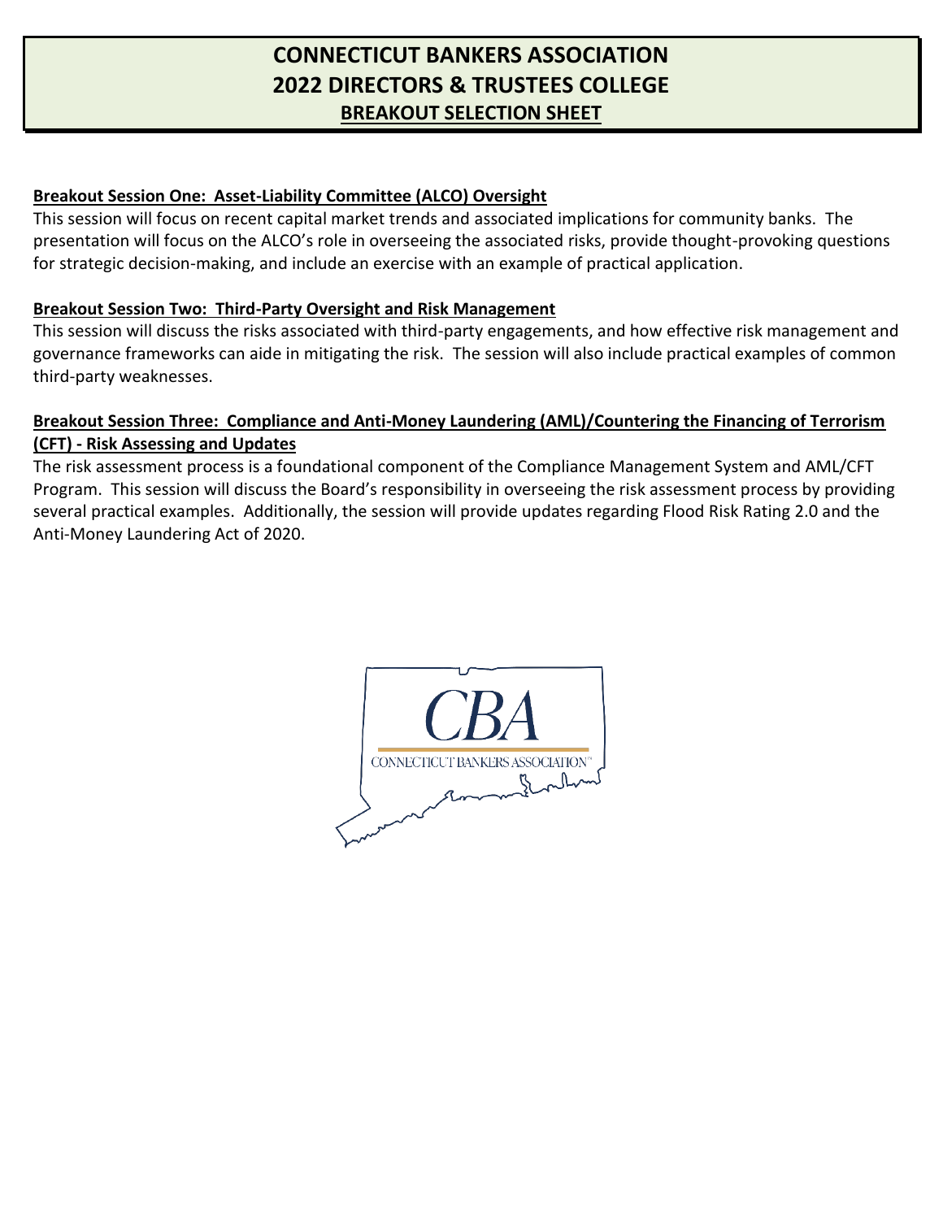# CONNECTICUT BANKERS ASSOCIATION
# 2022 DIRECTORS & TRUSTEES COLLEGE
## BREAKOUT SELECTION SHEET

**Breakout Session One: Asset-Liability Committee (ALCO) Oversight**

This session will focus on recent capital market trends and associated implications for community banks. The presentation will focus on the ALCO's role in overseeing the associated risks, provide thought-provoking questions for strategic decision-making, and include an exercise with an example of practical application.

**Breakout Session Two: Third-Party Oversight and Risk Management**

This session will discuss the risks associated with third-party engagements, and how effective risk management and governance frameworks can aide in mitigating the risk. The session will also include practical examples of common third-party weaknesses.

**Breakout Session Three: Compliance and Anti-Money Laundering (AML)/Countering the Financing of Terrorism (CFT) - Risk Assessing and Updates**

The risk assessment process is a foundational component of the Compliance Management System and AML/CFT Program. This session will discuss the Board's responsibility in overseeing the risk assessment process by providing several practical examples. Additionally, the session will provide updates regarding Flood Risk Rating 2.0 and the Anti-Money Laundering Act of 2020.

CBA

CONNECTICUT BANKERS ASSOCIATION™